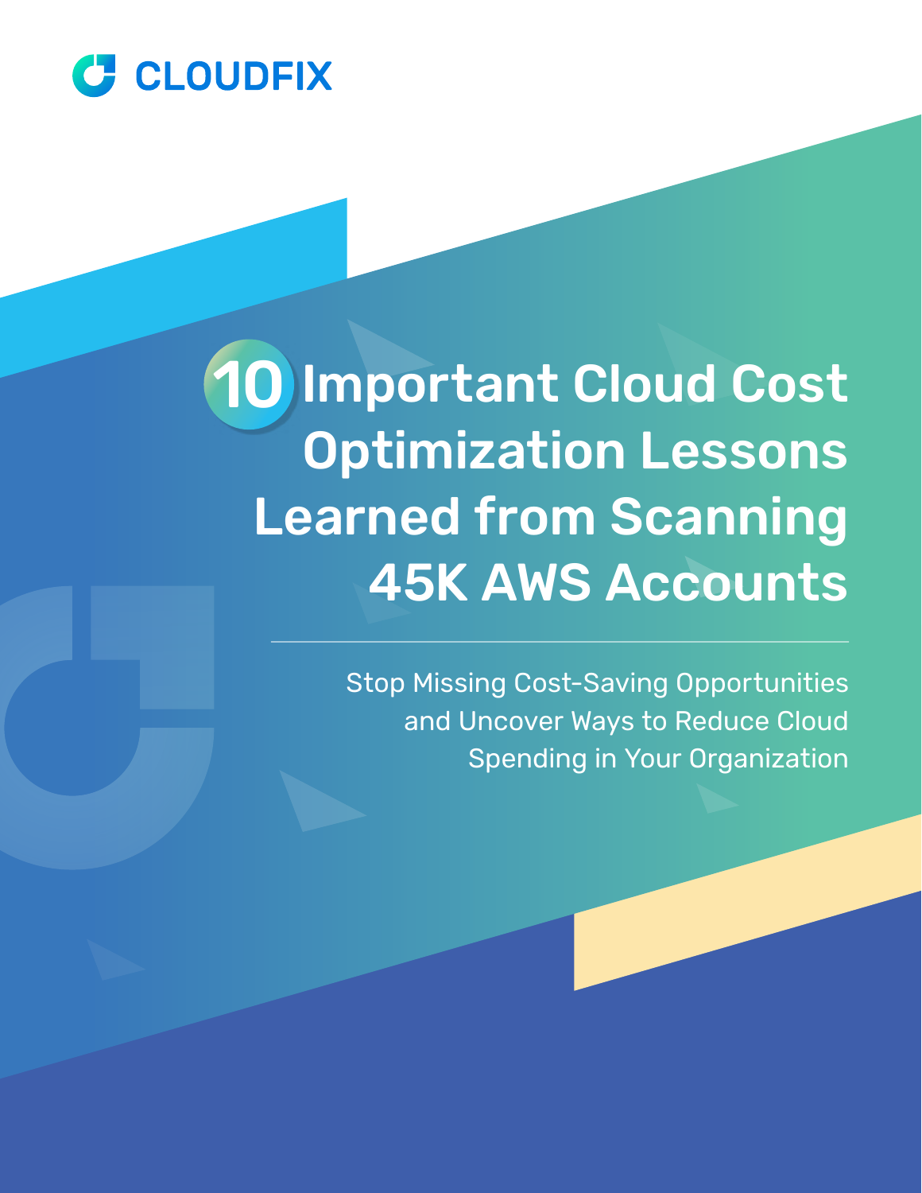CLOUDFIX

# 10 Important Cloud Cost Optimization Lessons Learned from Scanning 45K AWS Accounts

Stop Missing Cost-Saving Opportunities and Uncover Ways to Reduce Cloud Spending in Your Organization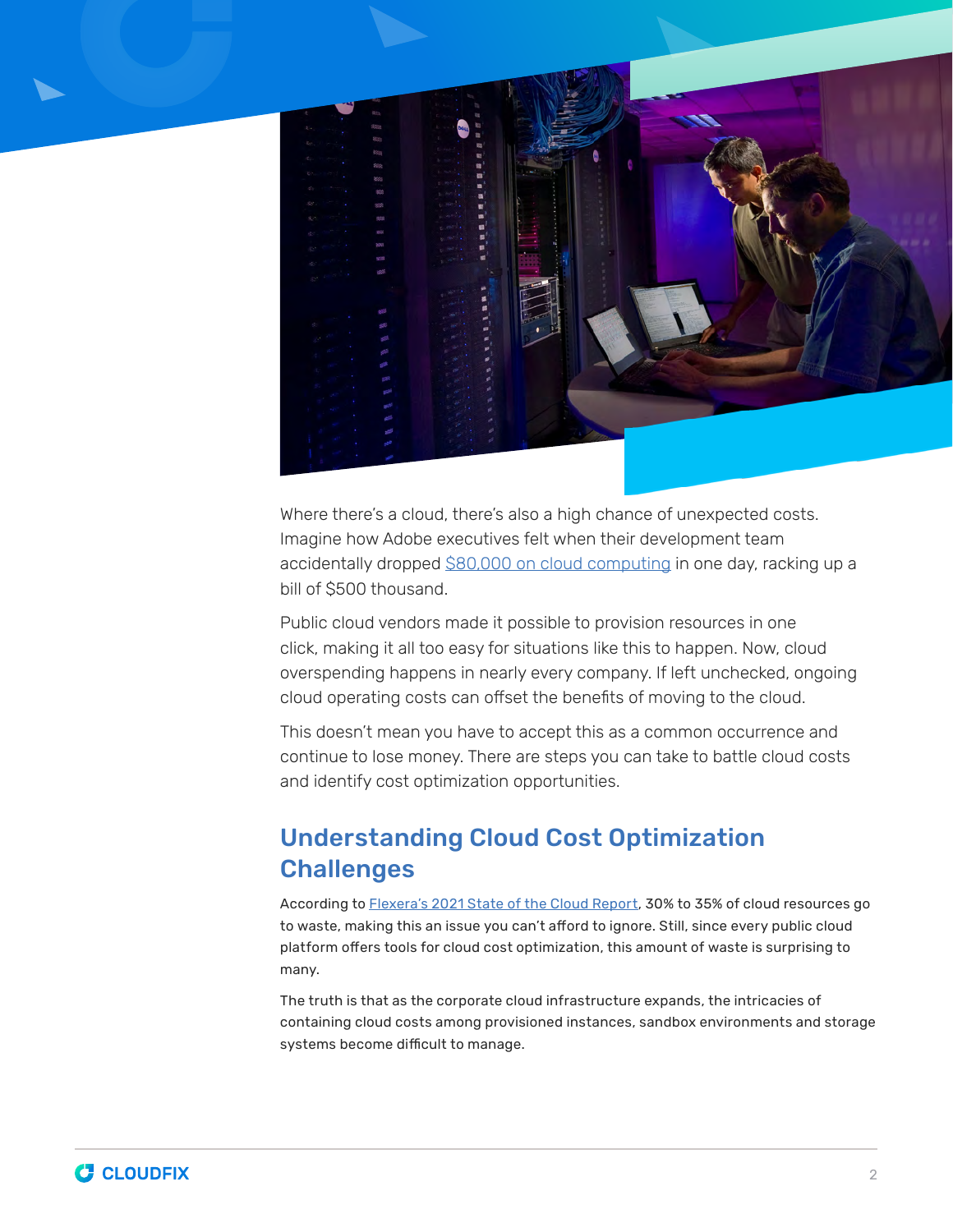Where there's a cloud, there's also a high chance of unexpected costs. Imagine how Adobe executives felt when their development team accidentally dropped [$80,000 on cloud computing] in one day, racking up a bill of $500 thousand.

Public cloud vendors made it possible to provision resources in one click, making it all too easy for situations like this to happen. Now, cloud overspending happens in nearly every company. If left unchecked, ongoing cloud operating costs can offset the benefits of moving to the cloud.

This doesn't mean you have to accept this as a common occurrence and continue to lose money. There are steps you can take to battle cloud costs and identify cost optimization opportunities.

## Understanding Cloud Cost Optimization Challenges

According to [Flexera's 2021 State of the Cloud Report], 30% to 35% of cloud resources go to waste, making this an issue you can't afford to ignore. Still, since every public cloud platform offers tools for cloud cost optimization, this amount of waste is surprising to many.

The truth is that as the corporate cloud infrastructure expands, the intricacies of containing cloud costs among provisioned instances, sandbox environments and storage systems become difficult to manage.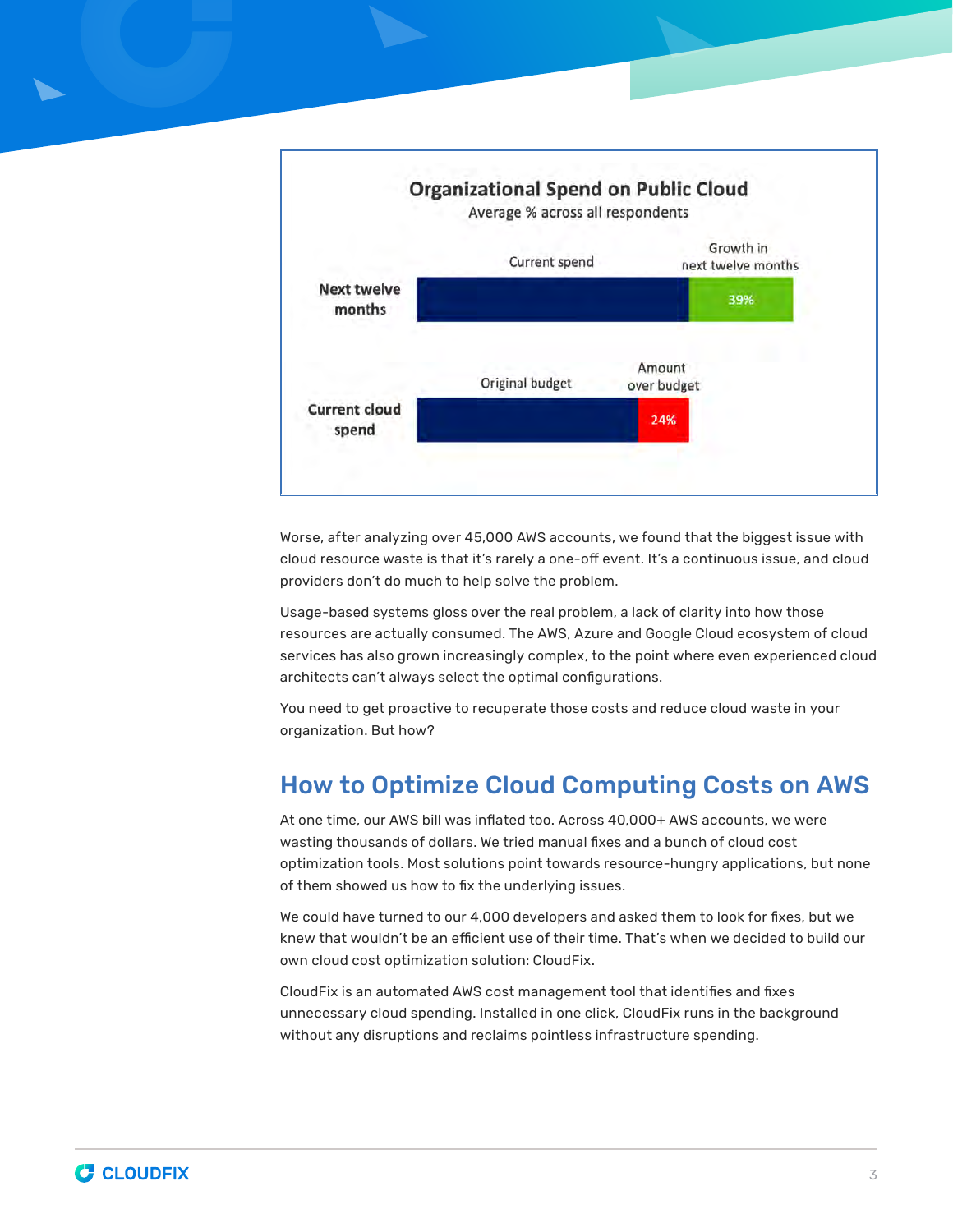**Organizational Spend on Public Cloud**

Average % across all respondents

| | Current spend | Growth in next twelve months |
| --- | --- | --- |
| Next twelve months | | 39% |

| | Original budget | Amount over budget |
| --- | --- | --- |
| Current cloud spend | | 24% |

Worse, after analyzing over 45,000 AWS accounts, we found that the biggest issue with cloud resource waste is that it's rarely a one-off event. It's a continuous issue, and cloud providers don't do much to help solve the problem.

Usage-based systems gloss over the real problem, a lack of clarity into how those resources are actually consumed. The AWS, Azure and Google Cloud ecosystem of cloud services has also grown increasingly complex, to the point where even experienced cloud architects can't always select the optimal configurations.

You need to get proactive to recuperate those costs and reduce cloud waste in your organization. But how?

## How to Optimize Cloud Computing Costs on AWS

At one time, our AWS bill was inflated too. Across 40,000+ AWS accounts, we were wasting thousands of dollars. We tried manual fixes and a bunch of cloud cost optimization tools. Most solutions point towards resource-hungry applications, but none of them showed us how to fix the underlying issues.

We could have turned to our 4,000 developers and asked them to look for fixes, but we knew that wouldn't be an efficient use of their time. That's when we decided to build our own cloud cost optimization solution: CloudFix.

CloudFix is an automated AWS cost management tool that identifies and fixes unnecessary cloud spending. Installed in one click, CloudFix runs in the background without any disruptions and reclaims pointless infrastructure spending.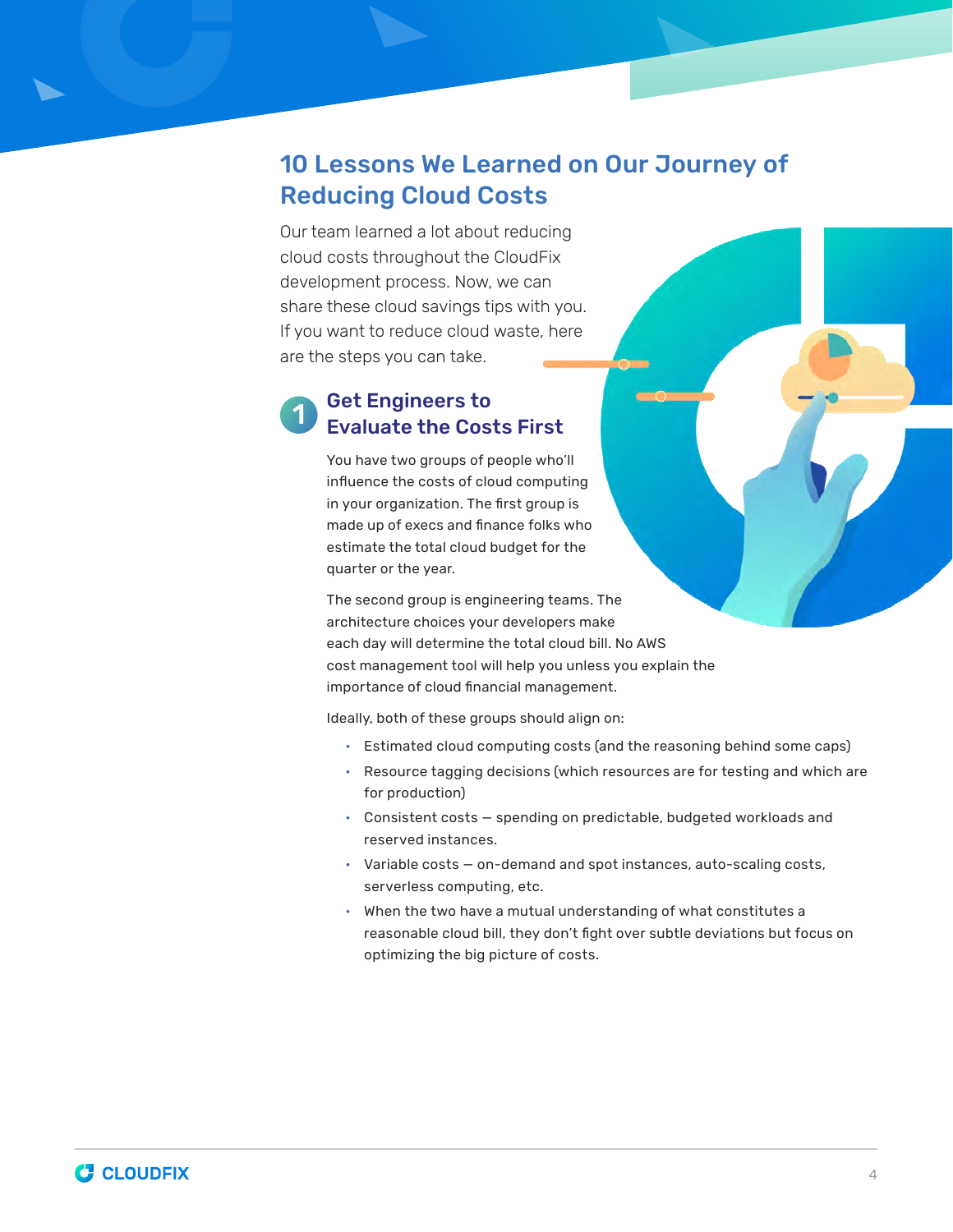## 10 Lessons We Learned on Our Journey of Reducing Cloud Costs

Our team learned a lot about reducing cloud costs throughout the CloudFix development process. Now, we can share these cloud savings tips with you. If you want to reduce cloud waste, here are the steps you can take.

### 1 Get Engineers to Evaluate the Costs First

You have two groups of people who'll influence the costs of cloud computing in your organization. The first group is made up of execs and finance folks who estimate the total cloud budget for the quarter or the year.

The second group is engineering teams. The architecture choices your developers make each day will determine the total cloud bill. No AWS cost management tool will help you unless you explain the importance of cloud financial management.

Ideally, both of these groups should align on:

- Estimated cloud computing costs (and the reasoning behind some caps)
- Resource tagging decisions (which resources are for testing and which are for production)
- Consistent costs — spending on predictable, budgeted workloads and reserved instances.
- Variable costs — on-demand and spot instances, auto-scaling costs, serverless computing, etc.
- When the two have a mutual understanding of what constitutes a reasonable cloud bill, they don't fight over subtle deviations but focus on optimizing the big picture of costs.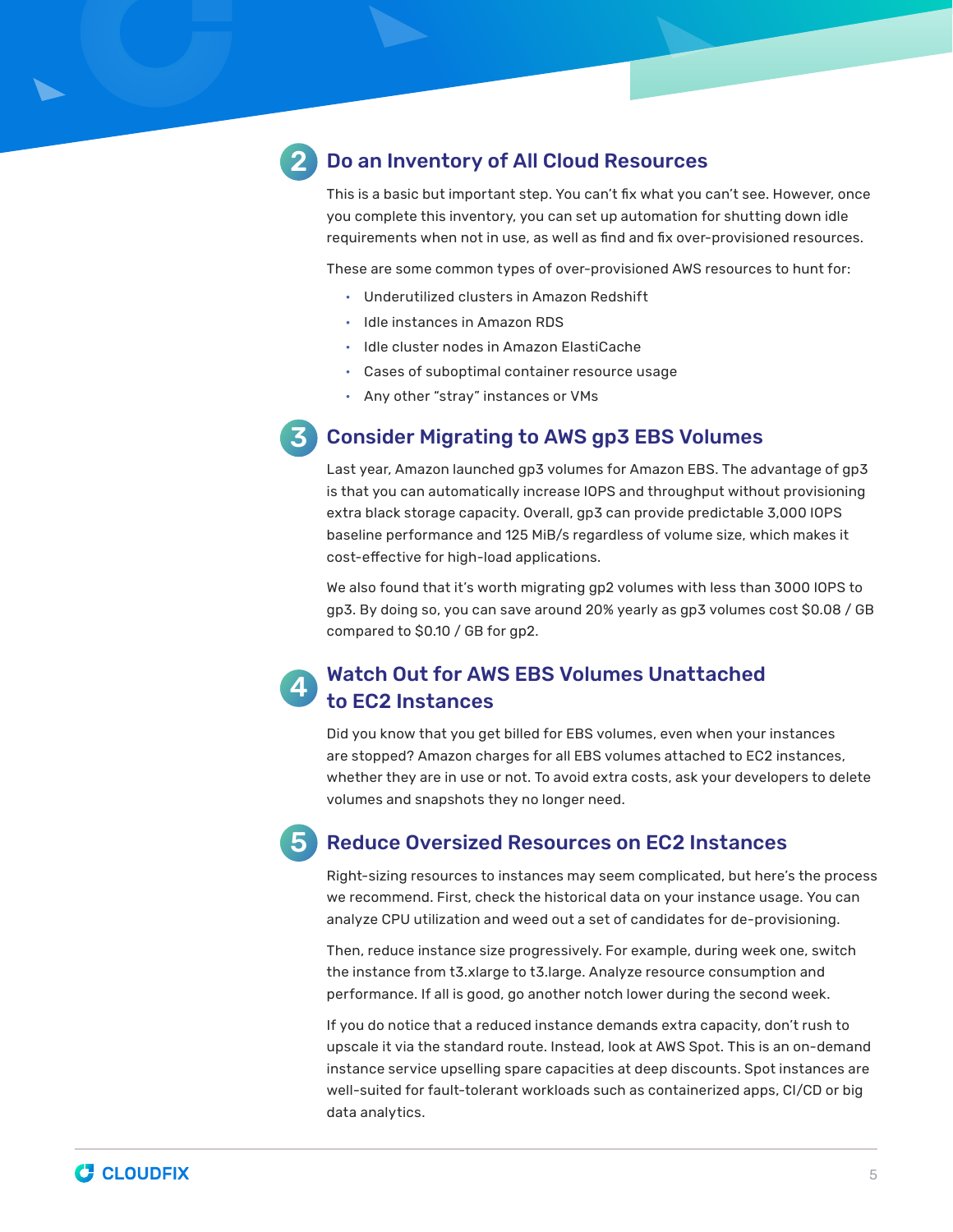## 2 Do an Inventory of All Cloud Resources

This is a basic but important step. You can't fix what you can't see. However, once you complete this inventory, you can set up automation for shutting down idle requirements when not in use, as well as find and fix over-provisioned resources.

These are some common types of over-provisioned AWS resources to hunt for:

- Underutilized clusters in Amazon Redshift
- Idle instances in Amazon RDS
- Idle cluster nodes in Amazon ElastiCache
- Cases of suboptimal container resource usage
- Any other "stray" instances or VMs

## 3 Consider Migrating to AWS gp3 EBS Volumes

Last year, Amazon launched gp3 volumes for Amazon EBS. The advantage of gp3 is that you can automatically increase IOPS and throughput without provisioning extra black storage capacity. Overall, gp3 can provide predictable 3,000 IOPS baseline performance and 125 MiB/s regardless of volume size, which makes it cost-effective for high-load applications.

We also found that it's worth migrating gp2 volumes with less than 3000 IOPS to gp3. By doing so, you can save around 20% yearly as gp3 volumes cost $0.08 / GB compared to $0.10 / GB for gp2.

## 4 Watch Out for AWS EBS Volumes Unattached to EC2 Instances

Did you know that you get billed for EBS volumes, even when your instances are stopped? Amazon charges for all EBS volumes attached to EC2 instances, whether they are in use or not. To avoid extra costs, ask your developers to delete volumes and snapshots they no longer need.

## 5 Reduce Oversized Resources on EC2 Instances

Right-sizing resources to instances may seem complicated, but here's the process we recommend. First, check the historical data on your instance usage. You can analyze CPU utilization and weed out a set of candidates for de-provisioning.

Then, reduce instance size progressively. For example, during week one, switch the instance from t3.xlarge to t3.large. Analyze resource consumption and performance. If all is good, go another notch lower during the second week.

If you do notice that a reduced instance demands extra capacity, don't rush to upscale it via the standard route. Instead, look at AWS Spot. This is an on-demand instance service upselling spare capacities at deep discounts. Spot instances are well-suited for fault-tolerant workloads such as containerized apps, CI/CD or big data analytics.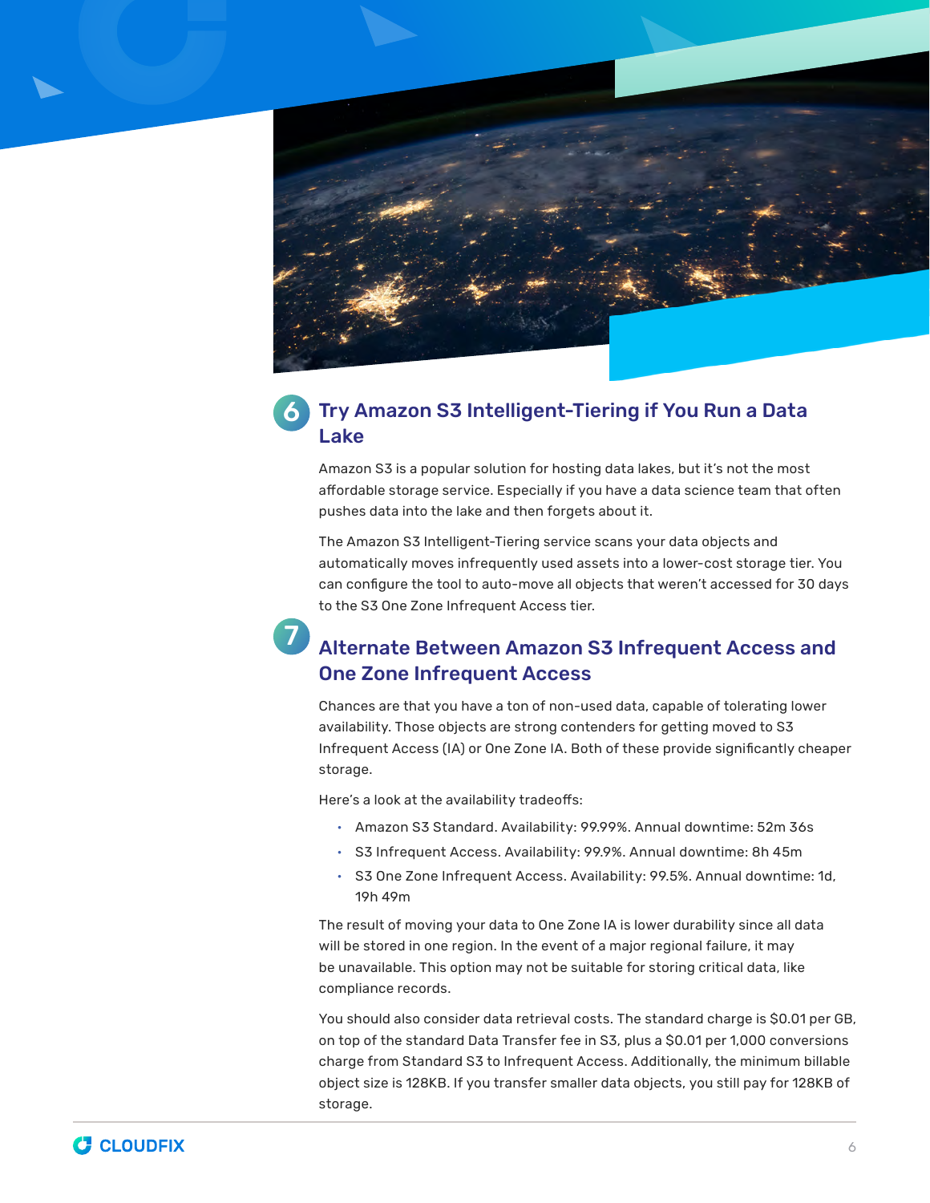## 6 Try Amazon S3 Intelligent-Tiering if You Run a Data Lake

Amazon S3 is a popular solution for hosting data lakes, but it's not the most affordable storage service. Especially if you have a data science team that often pushes data into the lake and then forgets about it.

The Amazon S3 Intelligent-Tiering service scans your data objects and automatically moves infrequently used assets into a lower-cost storage tier. You can configure the tool to auto-move all objects that weren't accessed for 30 days to the S3 One Zone Infrequent Access tier.

## 7 Alternate Between Amazon S3 Infrequent Access and One Zone Infrequent Access

Chances are that you have a ton of non-used data, capable of tolerating lower availability. Those objects are strong contenders for getting moved to S3 Infrequent Access (IA) or One Zone IA. Both of these provide significantly cheaper storage.

Here's a look at the availability tradeoffs:

- Amazon S3 Standard. Availability: 99.99%. Annual downtime: 52m 36s
- S3 Infrequent Access. Availability: 99.9%. Annual downtime: 8h 45m
- S3 One Zone Infrequent Access. Availability: 99.5%. Annual downtime: 1d, 19h 49m

The result of moving your data to One Zone IA is lower durability since all data will be stored in one region. In the event of a major regional failure, it may be unavailable. This option may not be suitable for storing critical data, like compliance records.

You should also consider data retrieval costs. The standard charge is $0.01 per GB, on top of the standard Data Transfer fee in S3, plus a $0.01 per 1,000 conversions charge from Standard S3 to Infrequent Access. Additionally, the minimum billable object size is 128KB. If you transfer smaller data objects, you still pay for 128KB of storage.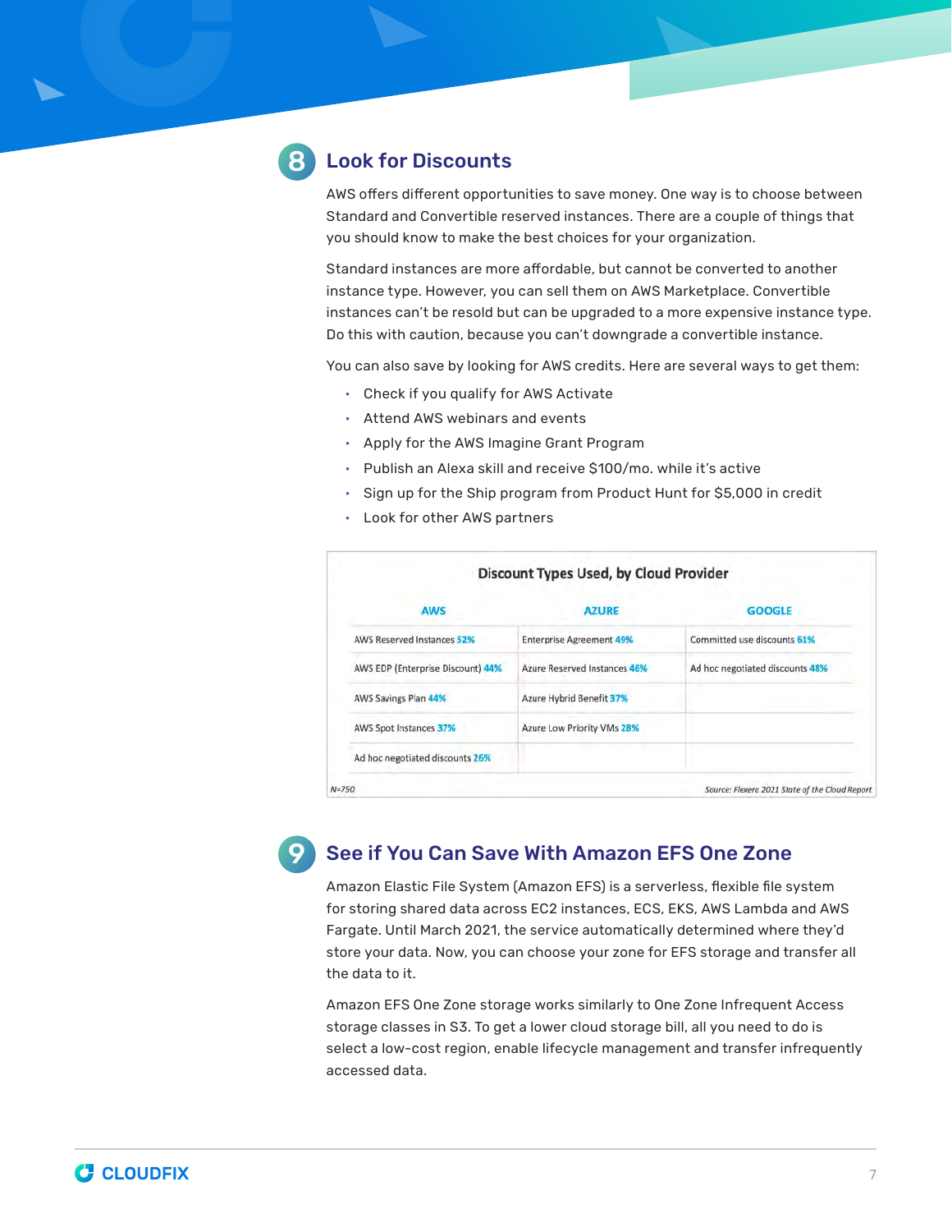## 8 Look for Discounts

AWS offers different opportunities to save money. One way is to choose between Standard and Convertible reserved instances. There are a couple of things that you should know to make the best choices for your organization.

Standard instances are more affordable, but cannot be converted to another instance type. However, you can sell them on AWS Marketplace. Convertible instances can't be resold but can be upgraded to a more expensive instance type. Do this with caution, because you can't downgrade a convertible instance.

You can also save by looking for AWS credits. Here are several ways to get them:

- Check if you qualify for AWS Activate
- Attend AWS webinars and events
- Apply for the AWS Imagine Grant Program
- Publish an Alexa skill and receive $100/mo. while it's active
- Sign up for the Ship program from Product Hunt for $5,000 in credit
- Look for other AWS partners

**Discount Types Used, by Cloud Provider**

| AWS | AZURE | GOOGLE |
|---|---|---|
| AWS Reserved Instances 52% | Enterprise Agreement 49% | Committed use discounts 61% |
| AWS EDP (Enterprise Discount) 44% | Azure Reserved Instances 46% | Ad hoc negotiated discounts 48% |
| AWS Savings Plan 44% | Azure Hybrid Benefit 37% | |
| AWS Spot Instances 37% | Azure Low Priority VMs 28% | |
| Ad hoc negotiated discounts 26% | | |

N=750

*Source: Flexera 2021 State of the Cloud Report*

## 9 See if You Can Save With Amazon EFS One Zone

Amazon Elastic File System (Amazon EFS) is a serverless, flexible file system for storing shared data across EC2 instances, ECS, EKS, AWS Lambda and AWS Fargate. Until March 2021, the service automatically determined where they'd store your data. Now, you can choose your zone for EFS storage and transfer all the data to it.

Amazon EFS One Zone storage works similarly to One Zone Infrequent Access storage classes in S3. To get a lower cloud storage bill, all you need to do is select a low-cost region, enable lifecycle management and transfer infrequently accessed data.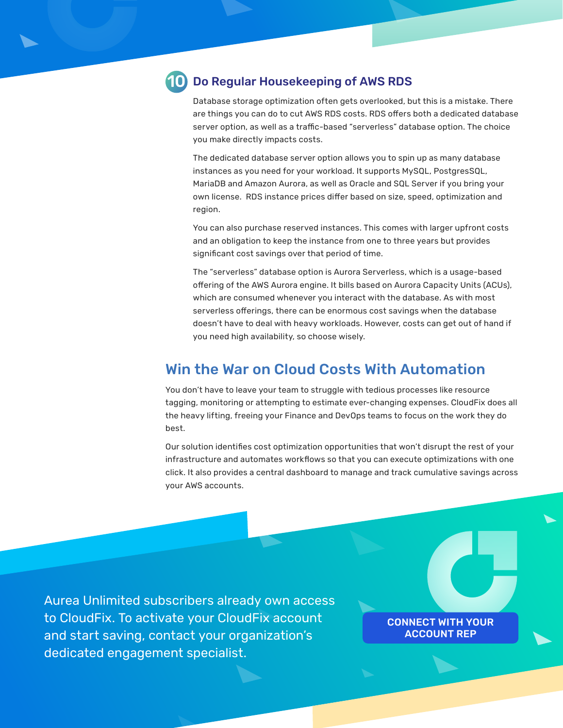## 10 Do Regular Housekeeping of AWS RDS

Database storage optimization often gets overlooked, but this is a mistake. There are things you can do to cut AWS RDS costs. RDS offers both a dedicated database server option, as well as a traffic-based "serverless" database option. The choice you make directly impacts costs.

The dedicated database server option allows you to spin up as many database instances as you need for your workload. It supports MySQL, PostgresSQL, MariaDB and Amazon Aurora, as well as Oracle and SQL Server if you bring your own license.  RDS instance prices differ based on size, speed, optimization and region.

You can also purchase reserved instances. This comes with larger upfront costs and an obligation to keep the instance from one to three years but provides significant cost savings over that period of time.

The "serverless" database option is Aurora Serverless, which is a usage-based offering of the AWS Aurora engine. It bills based on Aurora Capacity Units (ACUs), which are consumed whenever you interact with the database. As with most serverless offerings, there can be enormous cost savings when the database doesn't have to deal with heavy workloads. However, costs can get out of hand if you need high availability, so choose wisely.

# Win the War on Cloud Costs With Automation

You don't have to leave your team to struggle with tedious processes like resource tagging, monitoring or attempting to estimate ever-changing expenses. CloudFix does all the heavy lifting, freeing your Finance and DevOps teams to focus on the work they do best.

Our solution identifies cost optimization opportunities that won't disrupt the rest of your infrastructure and automates workflows so that you can execute optimizations with one click. It also provides a central dashboard to manage and track cumulative savings across your AWS accounts.

Aurea Unlimited subscribers already own access to CloudFix. To activate your CloudFix account and start saving, contact your organization's dedicated engagement specialist.

**CONNECT WITH YOUR ACCOUNT REP**